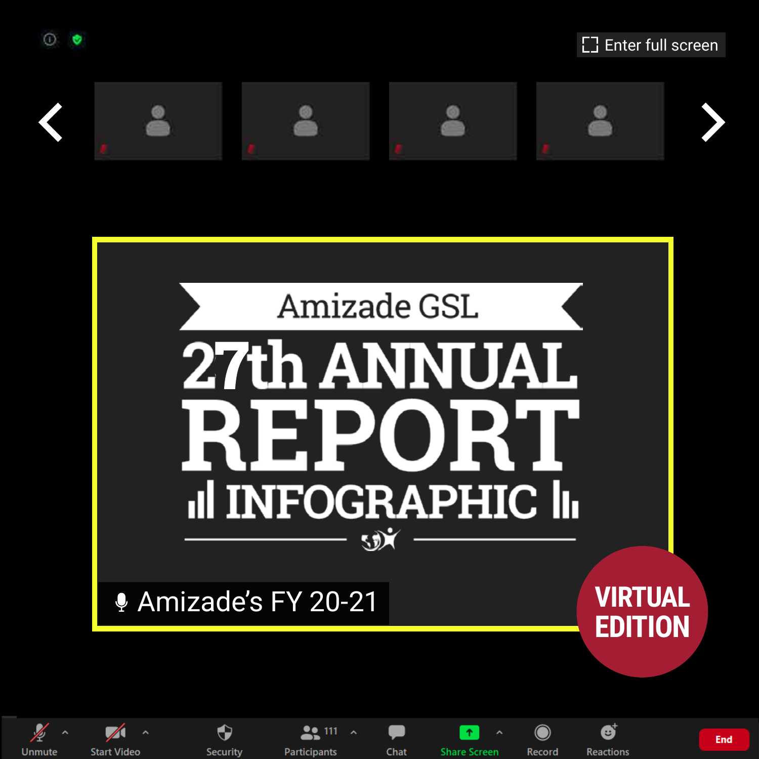Amizade GSL

# 27th ANNUAL REPORT

## INFOGRAPHIC

Amizade's FY 20-21

VIRTUAL EDITION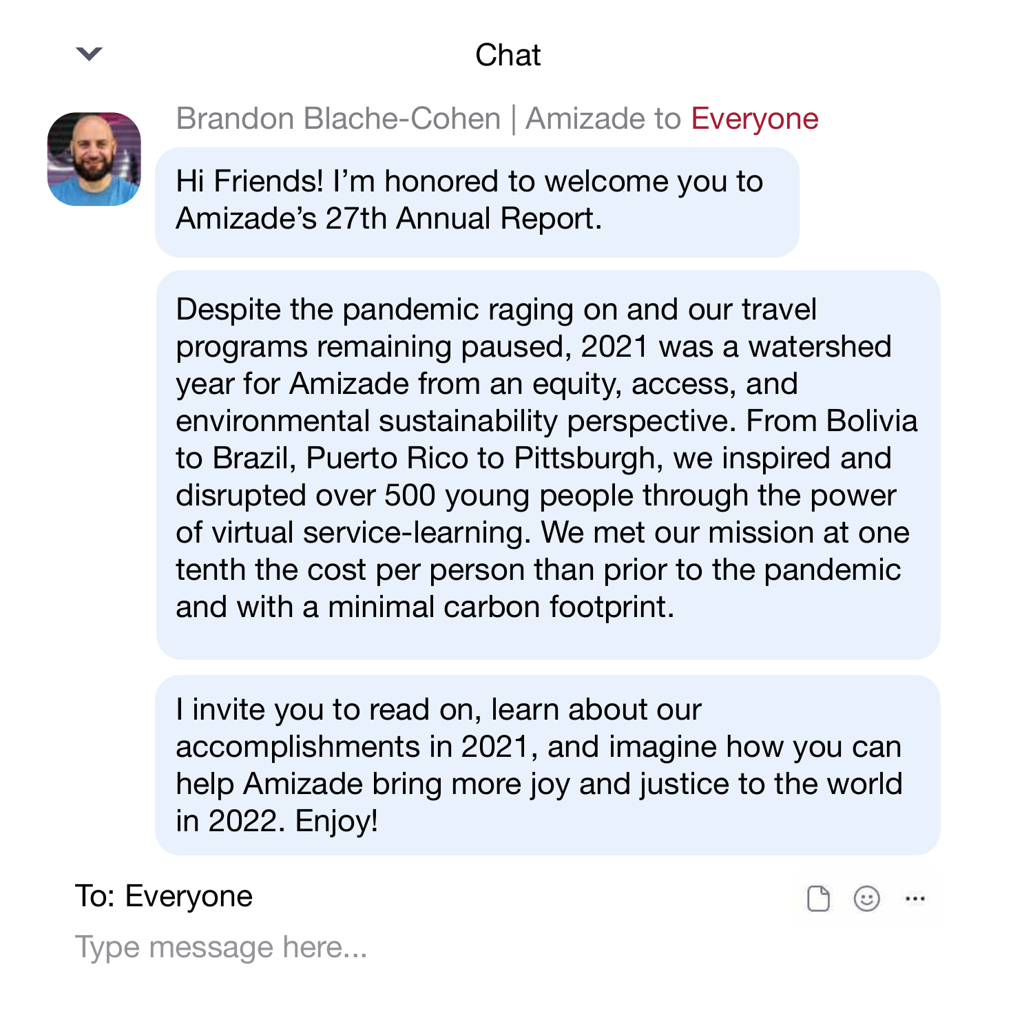Chat

Brandon Blache-Cohen | Amizade to Everyone

Hi Friends! I'm honored to welcome you to Amizade's 27th Annual Report.

Despite the pandemic raging on and our travel programs remaining paused, 2021 was a watershed year for Amizade from an equity, access, and environmental sustainability perspective. From Bolivia to Brazil, Puerto Rico to Pittsburgh, we inspired and disrupted over 500 young people through the power of virtual service-learning. We met our mission at one tenth the cost per person than prior to the pandemic and with a minimal carbon footprint.

I invite you to read on, learn about our accomplishments in 2021, and imagine how you can help Amizade bring more joy and justice to the world in 2022. Enjoy!

To: Everyone

Type message here...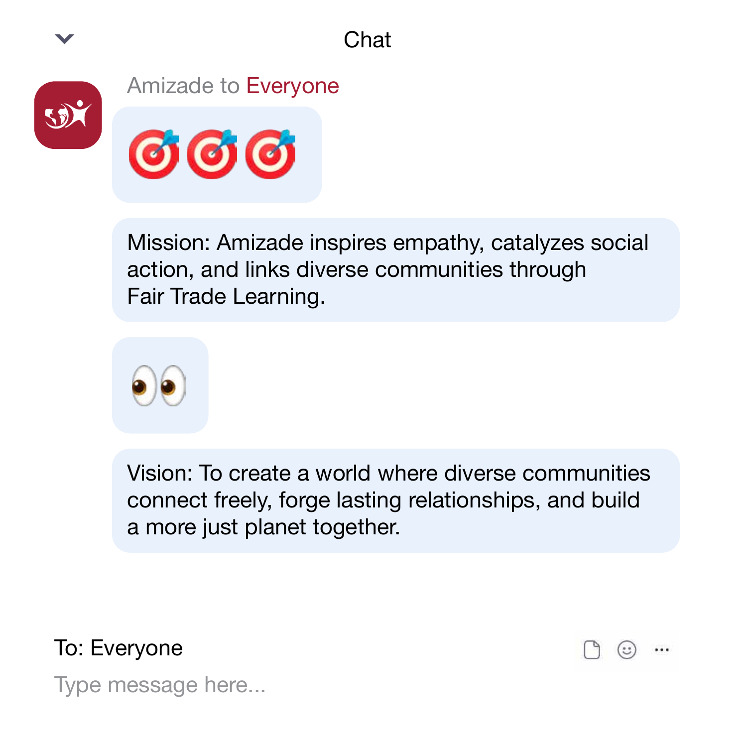Chat

Amizade to Everyone

🎯🎯🎯

Mission: Amizade inspires empathy, catalyzes social action, and links diverse communities through Fair Trade Learning.

👀

Vision: To create a world where diverse communities connect freely, forge lasting relationships, and build a more just planet together.

To: Everyone

Type message here...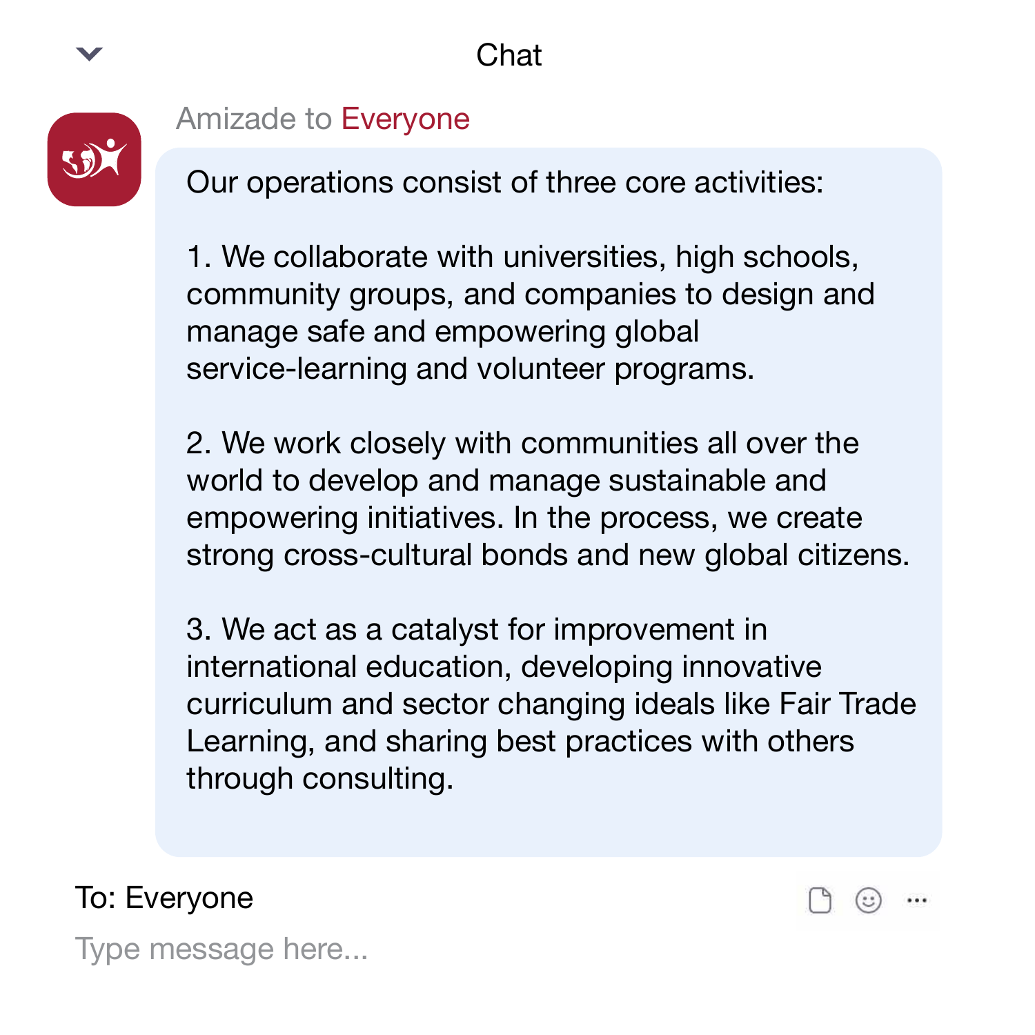Chat

Amizade to Everyone

Our operations consist of three core activities:

1. We collaborate with universities, high schools, community groups, and companies to design and manage safe and empowering global service-learning and volunteer programs.

2. We work closely with communities all over the world to develop and manage sustainable and empowering initiatives. In the process, we create strong cross-cultural bonds and new global citizens.

3. We act as a catalyst for improvement in international education, developing innovative curriculum and sector changing ideals like Fair Trade Learning, and sharing best practices with others through consulting.

To: Everyone

Type message here...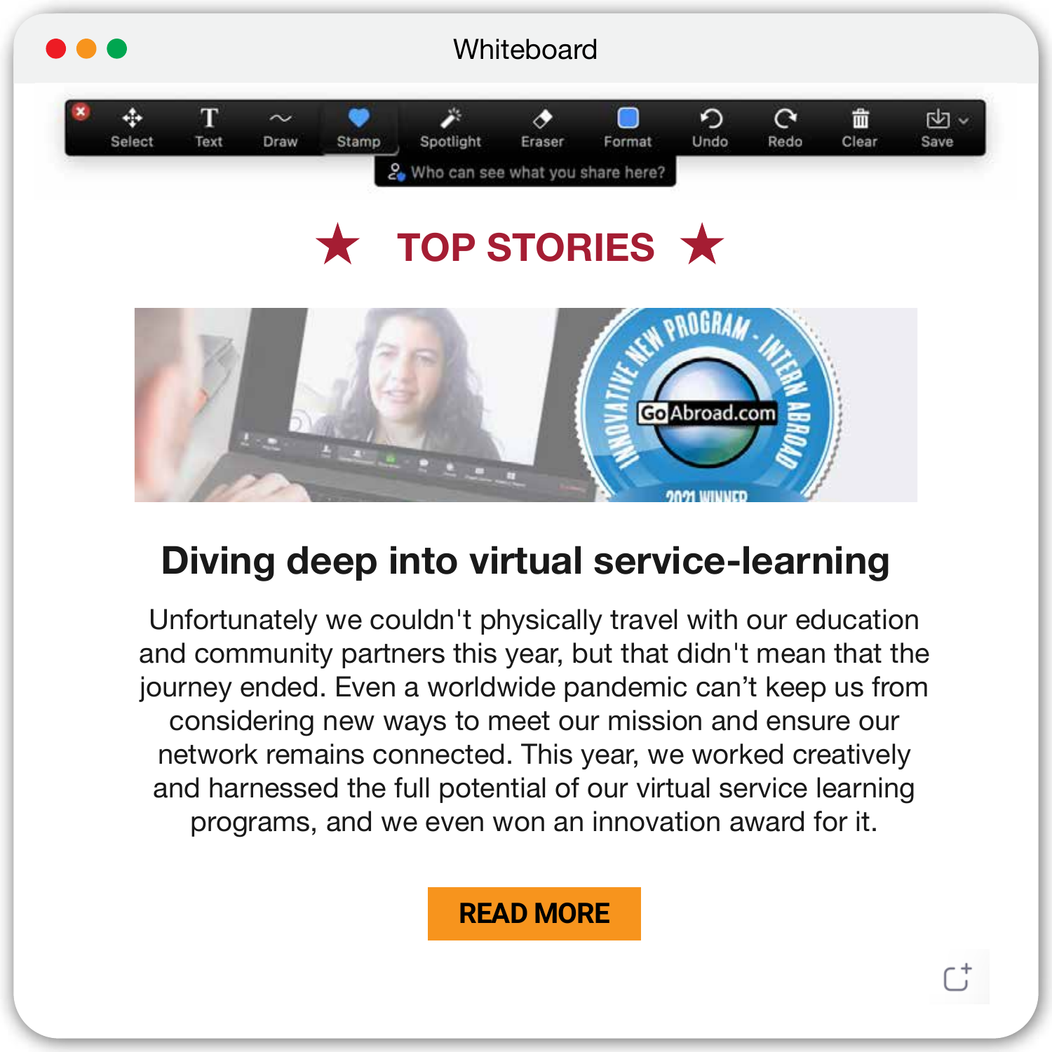# ★ TOP STORIES ★

## Diving deep into virtual service-learning

Unfortunately we couldn't physically travel with our education and community partners this year, but that didn't mean that the journey ended. Even a worldwide pandemic can't keep us from considering new ways to meet our mission and ensure our network remains connected. This year, we worked creatively and harnessed the full potential of our virtual service learning programs, and we even won an innovation award for it.

**READ MORE**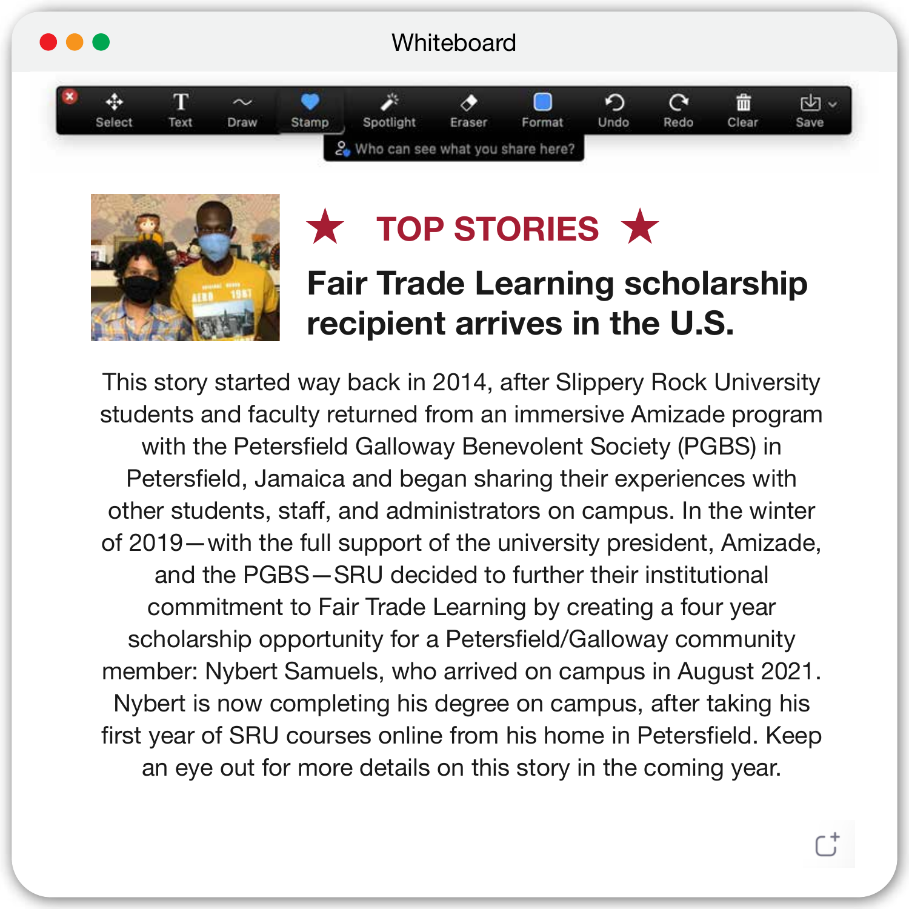## ★ TOP STORIES ★

# Fair Trade Learning scholarship recipient arrives in the U.S.

This story started way back in 2014, after Slippery Rock University students and faculty returned from an immersive Amizade program with the Petersfield Galloway Benevolent Society (PGBS) in Petersfield, Jamaica and began sharing their experiences with other students, staff, and administrators on campus. In the winter of 2019—with the full support of the university president, Amizade, and the PGBS—SRU decided to further their institutional commitment to Fair Trade Learning by creating a four year scholarship opportunity for a Petersfield/Galloway community member: Nybert Samuels, who arrived on campus in August 2021. Nybert is now completing his degree on campus, after taking his first year of SRU courses online from his home in Petersfield. Keep an eye out for more details on this story in the coming year.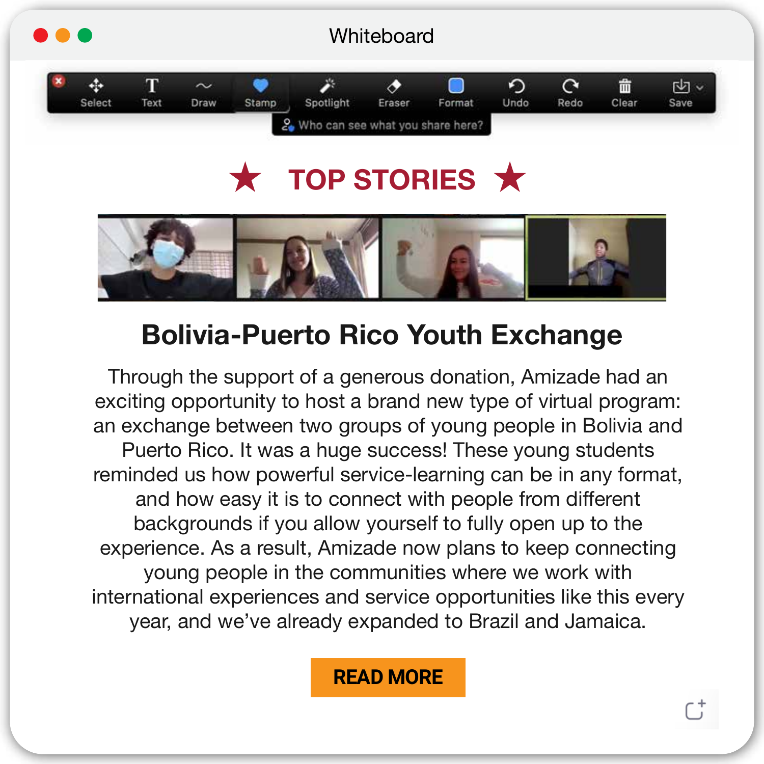# ★ TOP STORIES ★

## Bolivia-Puerto Rico Youth Exchange

Through the support of a generous donation, Amizade had an exciting opportunity to host a brand new type of virtual program: an exchange between two groups of young people in Bolivia and Puerto Rico. It was a huge success! These young students reminded us how powerful service-learning can be in any format, and how easy it is to connect with people from different backgrounds if you allow yourself to fully open up to the experience. As a result, Amizade now plans to keep connecting young people in the communities where we work with international experiences and service opportunities like this every year, and we've already expanded to Brazil and Jamaica.

**READ MORE**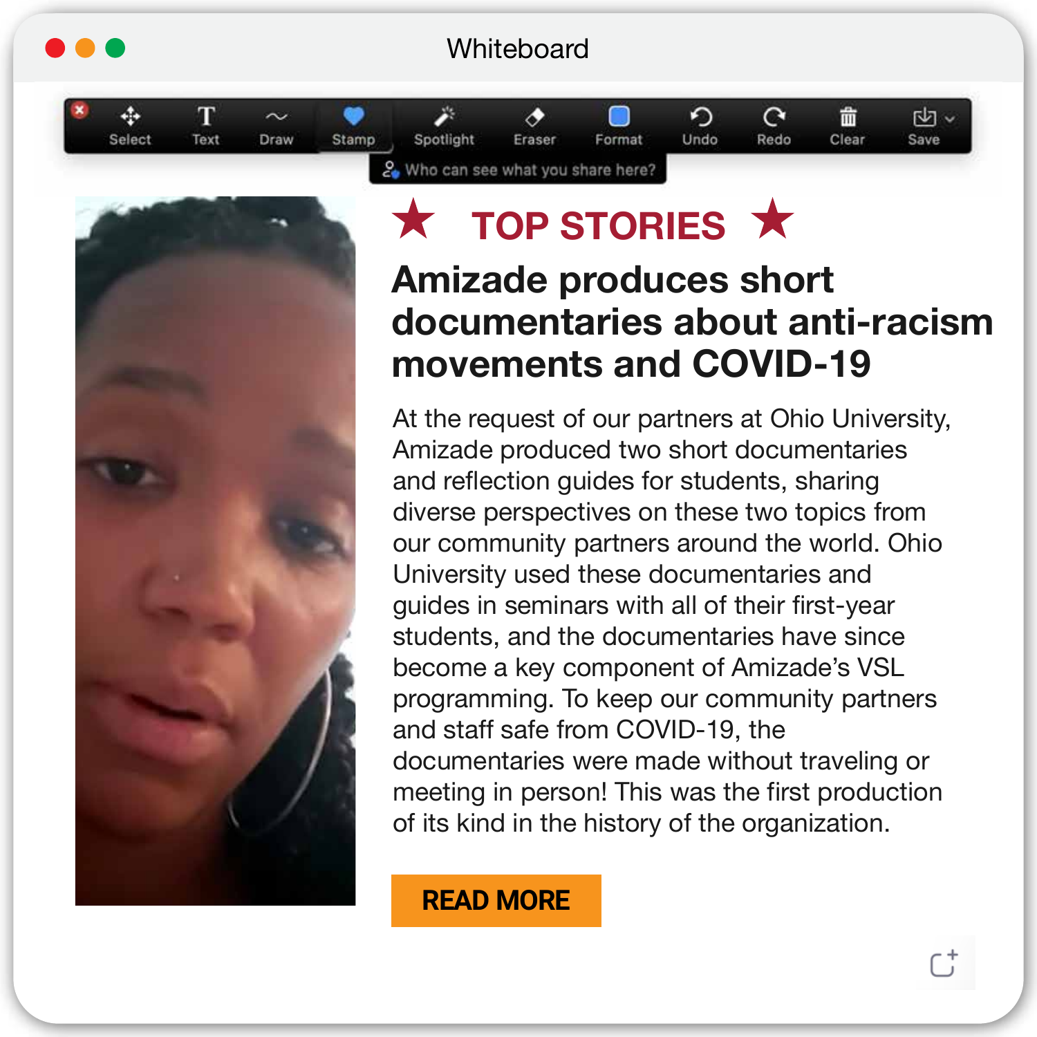## ★ TOP STORIES ★

# Amizade produces short documentaries about anti-racism movements and COVID-19

At the request of our partners at Ohio University, Amizade produced two short documentaries and reflection guides for students, sharing diverse perspectives on these two topics from our community partners around the world. Ohio University used these documentaries and guides in seminars with all of their first-year students, and the documentaries have since become a key component of Amizade's VSL programming. To keep our community partners and staff safe from COVID-19, the documentaries were made without traveling or meeting in person! This was the first production of its kind in the history of the organization.

READ MORE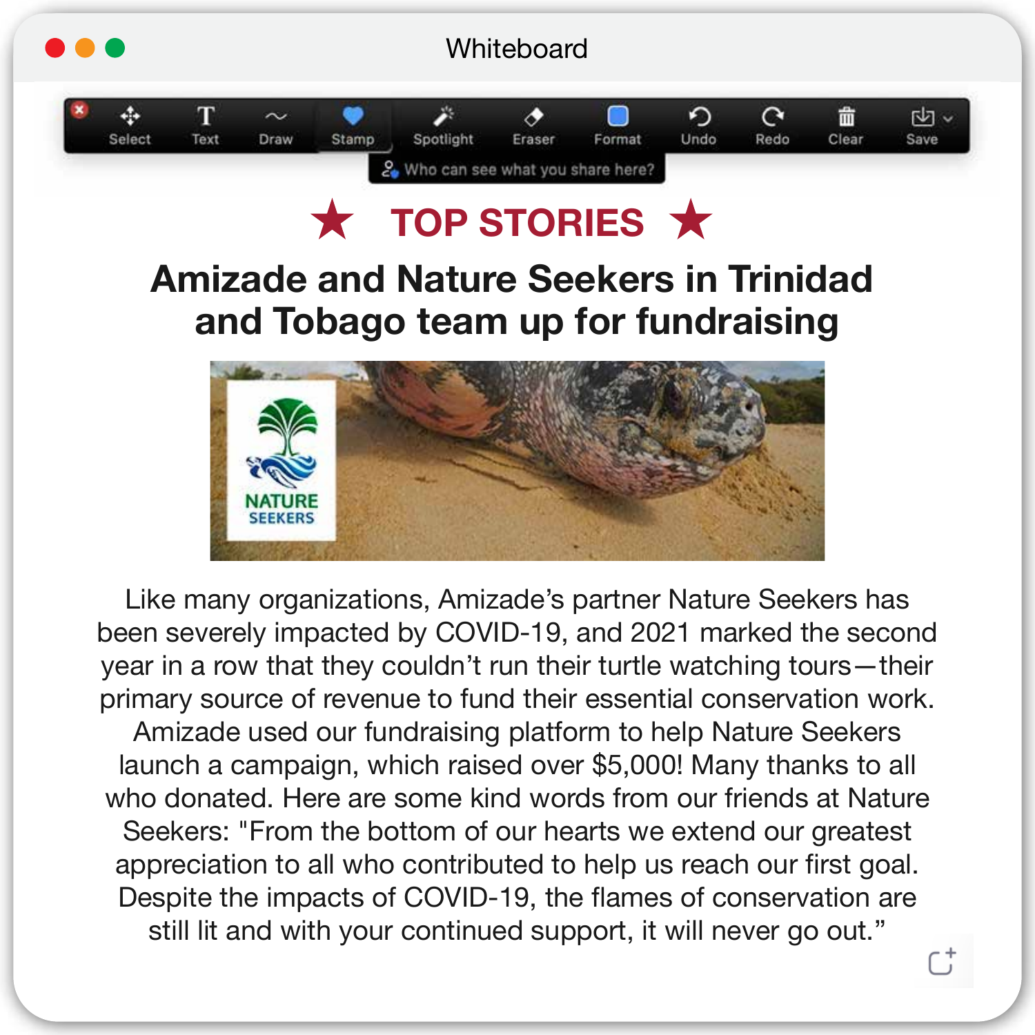# ★ TOP STORIES ★

## Amizade and Nature Seekers in Trinidad and Tobago team up for fundraising

Like many organizations, Amizade's partner Nature Seekers has been severely impacted by COVID-19, and 2021 marked the second year in a row that they couldn't run their turtle watching tours—their primary source of revenue to fund their essential conservation work. Amizade used our fundraising platform to help Nature Seekers launch a campaign, which raised over $5,000! Many thanks to all who donated. Here are some kind words from our friends at Nature Seekers: "From the bottom of our hearts we extend our greatest appreciation to all who contributed to help us reach our first goal. Despite the impacts of COVID-19, the flames of conservation are still lit and with your continued support, it will never go out."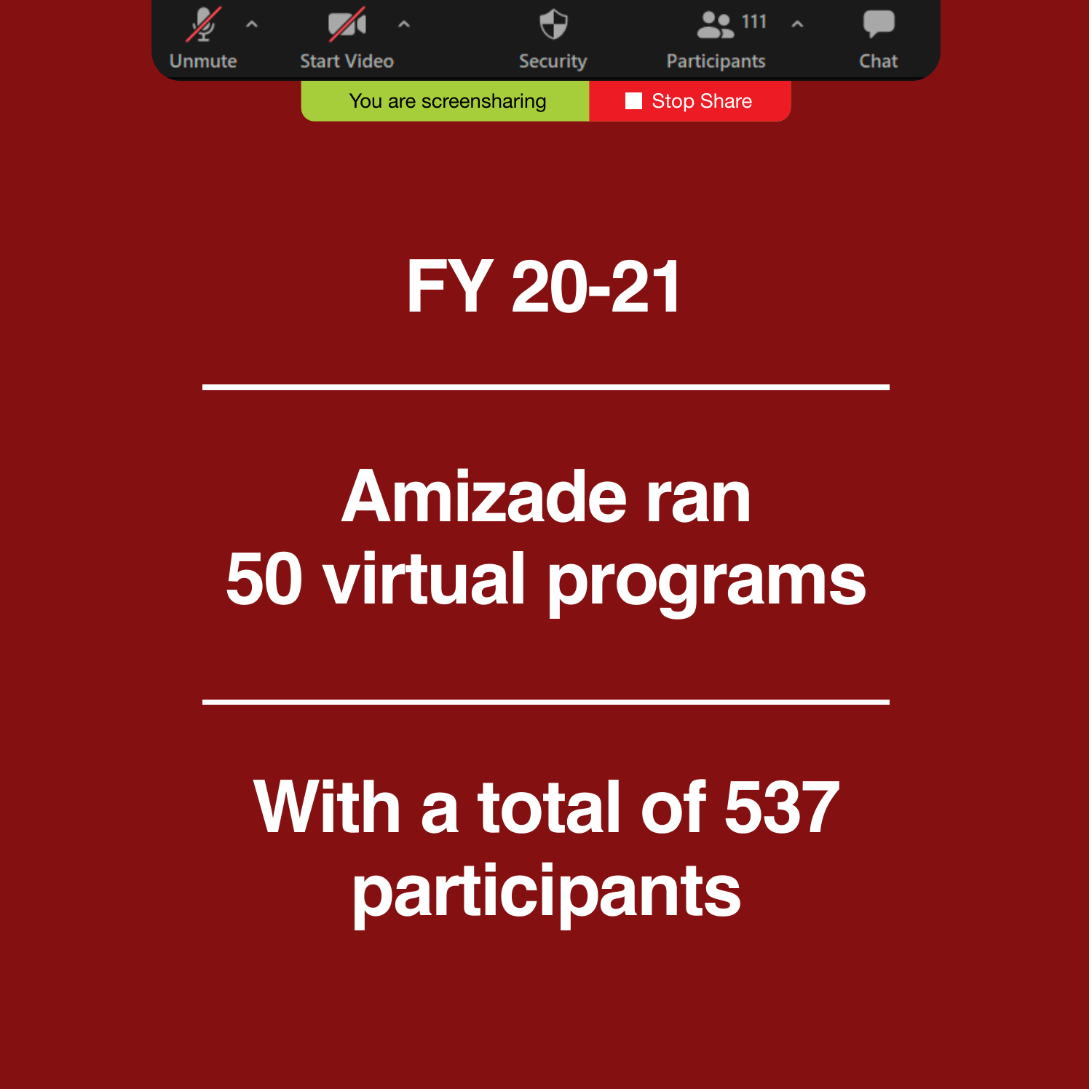# FY 20-21

---

## Amizade ran 50 virtual programs

---

## With a total of 537 participants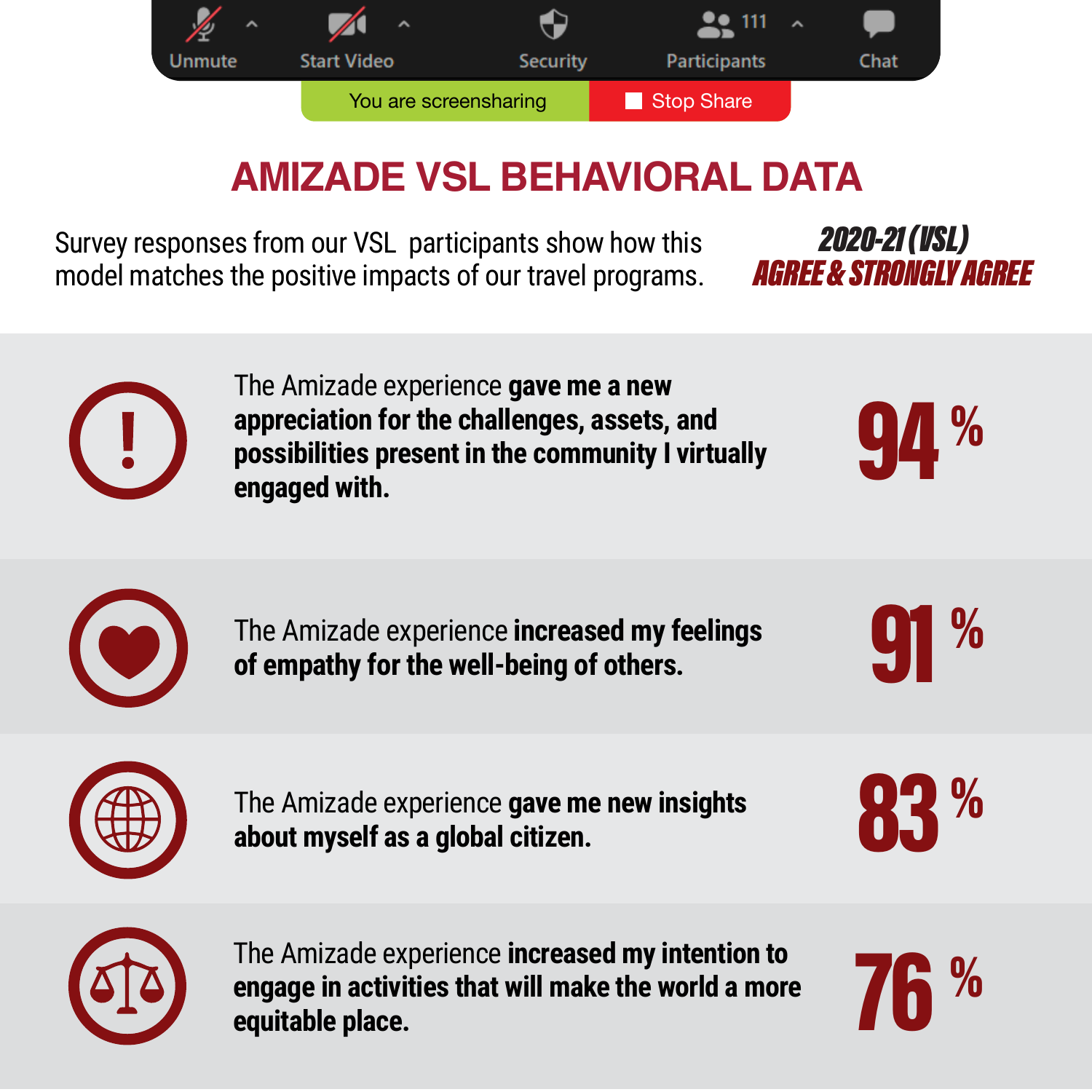Unmute    Start Video    Security    111 Participants    Chat

You are screensharing    Stop Share

# AMIZADE VSL BEHAVIORAL DATA

Survey responses from our VSL participants show how this model matches the positive impacts of our travel programs.

***2020-21 (VSL)***
***AGREE & STRONGLY AGREE***

| Statement | 2020-21 (VSL) Agree & Strongly Agree |
| --- | --- |
| The Amizade experience **gave me a new appreciation for the challenges, assets, and possibilities present in the community I virtually engaged with.** | 94 % |
| The Amizade experience **increased my feelings of empathy for the well-being of others.** | 91 % |
| The Amizade experience **gave me new insights about myself as a global citizen.** | 83 % |
| The Amizade experience **increased my intention to engage in activities that will make the world a more equitable place.** | 76 % |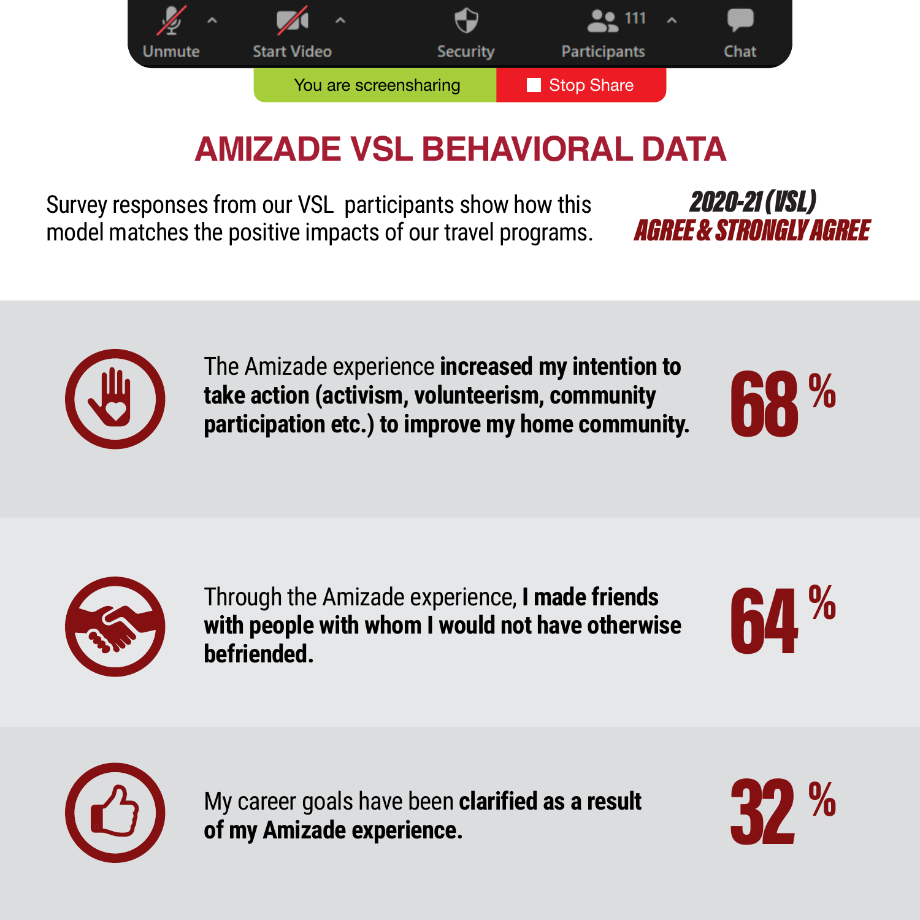# AMIZADE VSL BEHAVIORAL DATA

Survey responses from our VSL participants show how this model matches the positive impacts of our travel programs.

***2020-21 (VSL)***
***AGREE & STRONGLY AGREE***

The Amizade experience **increased my intention to take action (activism, volunteerism, community participation etc.) to improve my home community.** **68 %**

Through the Amizade experience, **I made friends with people with whom I would not have otherwise befriended.** **64 %**

My career goals have been **clarified as a result of my Amizade experience.** **32 %**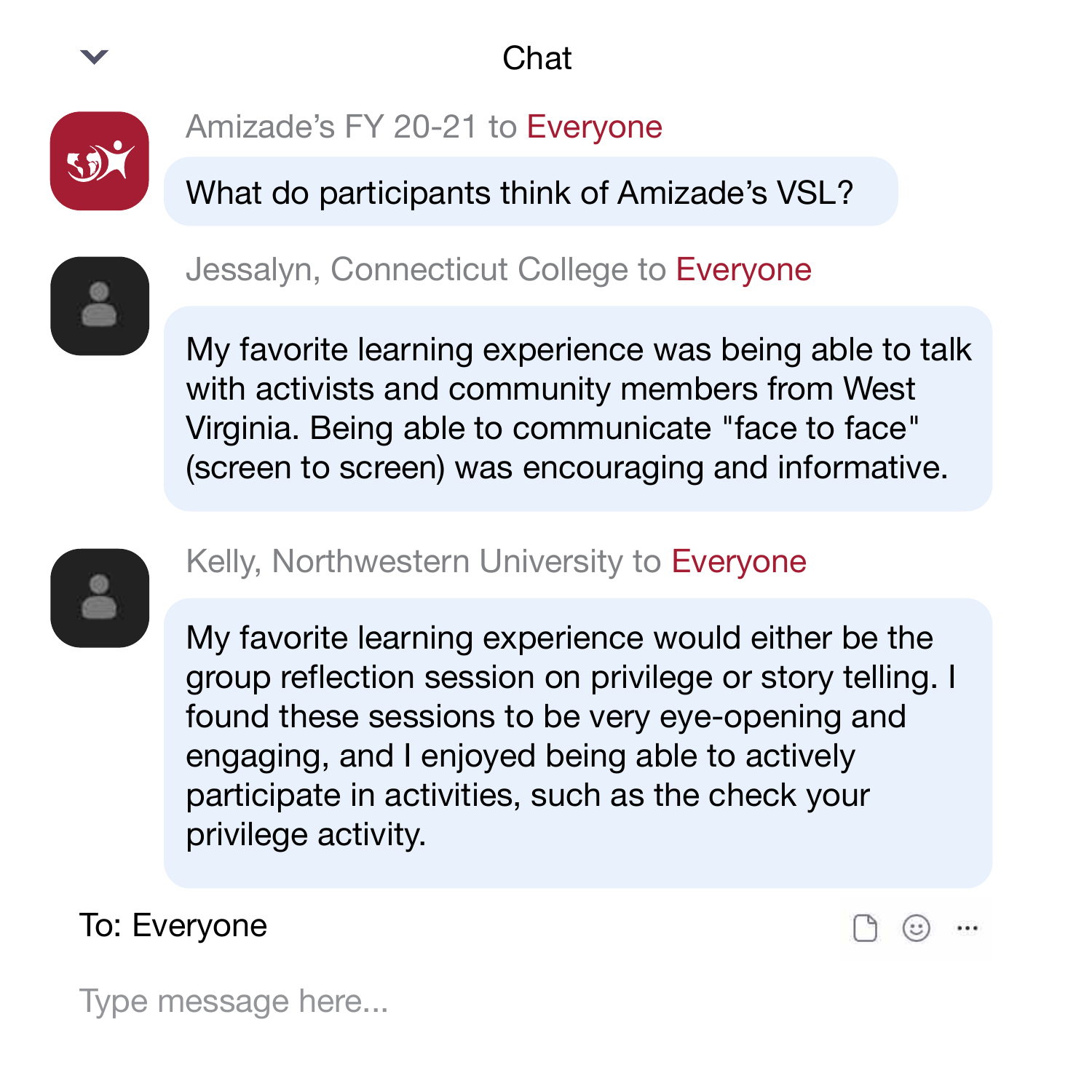Chat

**Amizade's FY 20-21 to Everyone**

What do participants think of Amizade's VSL?

**Jessalyn, Connecticut College to Everyone**

My favorite learning experience was being able to talk with activists and community members from West Virginia. Being able to communicate "face to face" (screen to screen) was encouraging and informative.

**Kelly, Northwestern University to Everyone**

My favorite learning experience would either be the group reflection session on privilege or story telling. I found these sessions to be very eye-opening and engaging, and I enjoyed being able to actively participate in activities, such as the check your privilege activity.

To: Everyone

Type message here...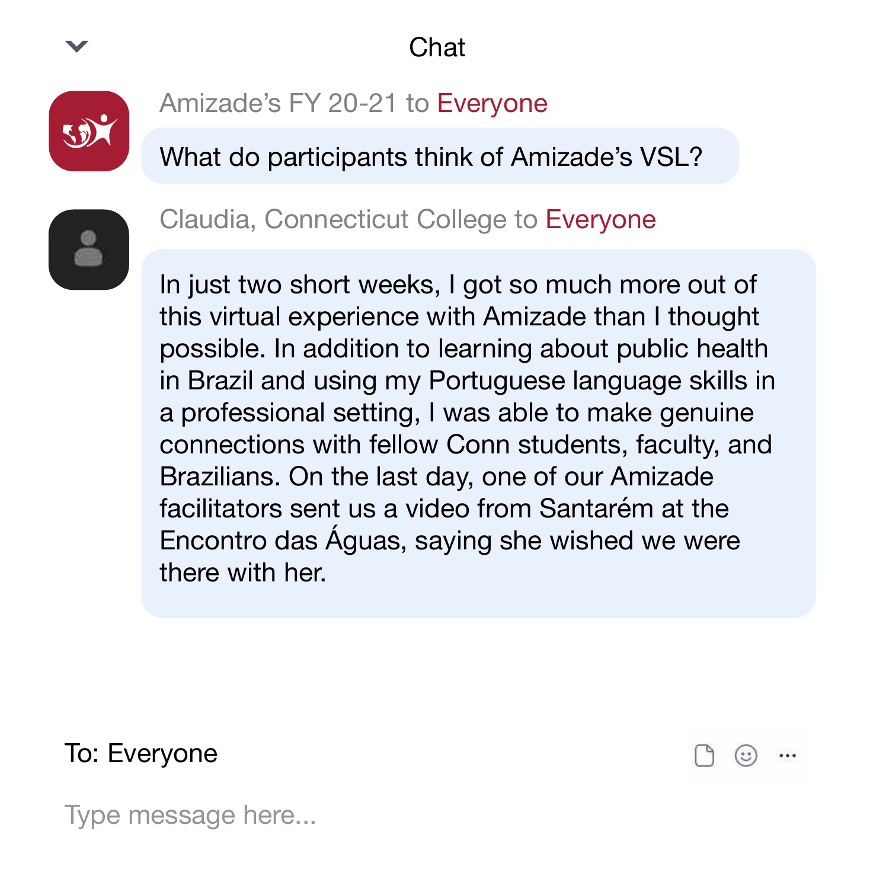Chat

Amizade's FY 20-21 to Everyone

What do participants think of Amizade's VSL?

Claudia, Connecticut College to Everyone

In just two short weeks, I got so much more out of this virtual experience with Amizade than I thought possible. In addition to learning about public health in Brazil and using my Portuguese language skills in a professional setting, I was able to make genuine connections with fellow Conn students, faculty, and Brazilians. On the last day, one of our Amizade facilitators sent us a video from Santarém at the Encontro das Águas, saying she wished we were there with her.

To: Everyone

Type message here...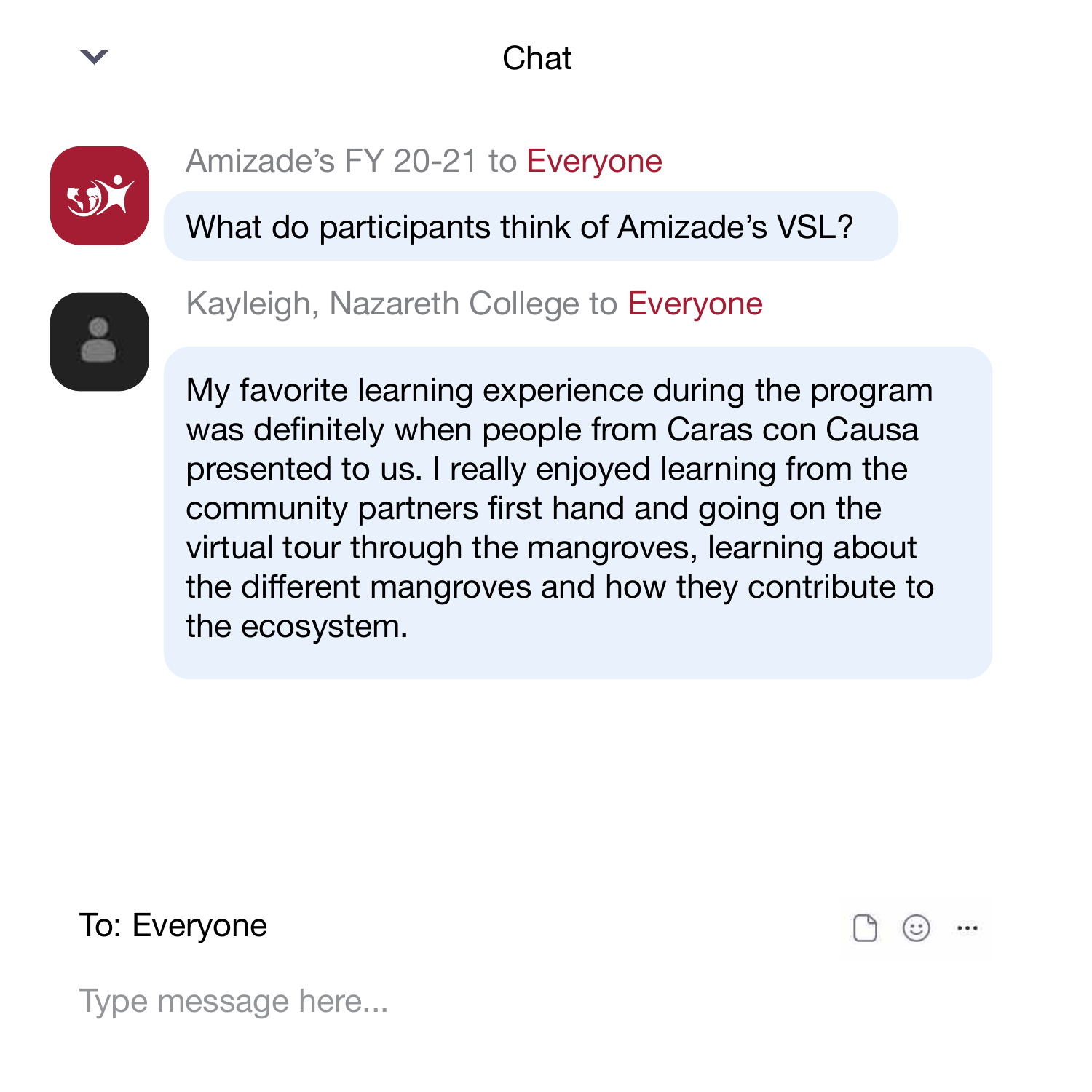Chat

Amizade's FY 20-21 to Everyone

What do participants think of Amizade's VSL?

Kayleigh, Nazareth College to Everyone

My favorite learning experience during the program was definitely when people from Caras con Causa presented to us. I really enjoyed learning from the community partners first hand and going on the virtual tour through the mangroves, learning about the different mangroves and how they contribute to the ecosystem.

To: Everyone

Type message here...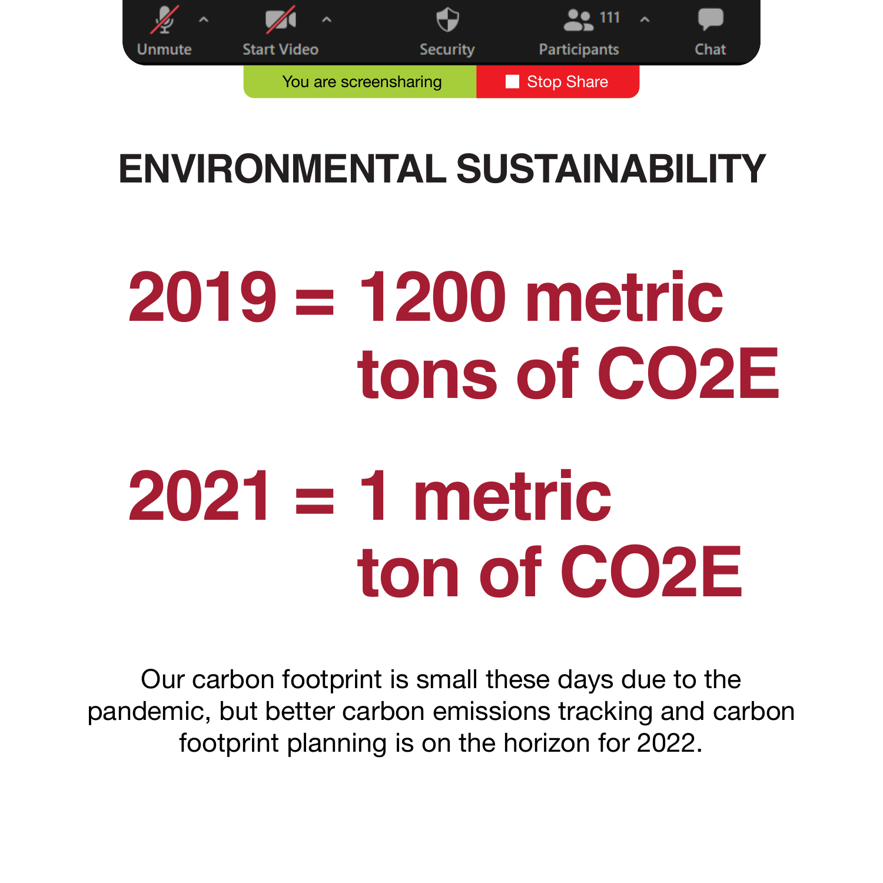Unmute Start Video Security 111 Participants Chat

You are screensharing Stop Share

# ENVIRONMENTAL SUSTAINABILITY

**2019 = 1200 metric tons of CO2E**

**2021 = 1 metric ton of CO2E**

Our carbon footprint is small these days due to the pandemic, but better carbon emissions tracking and carbon footprint planning is on the horizon for 2022.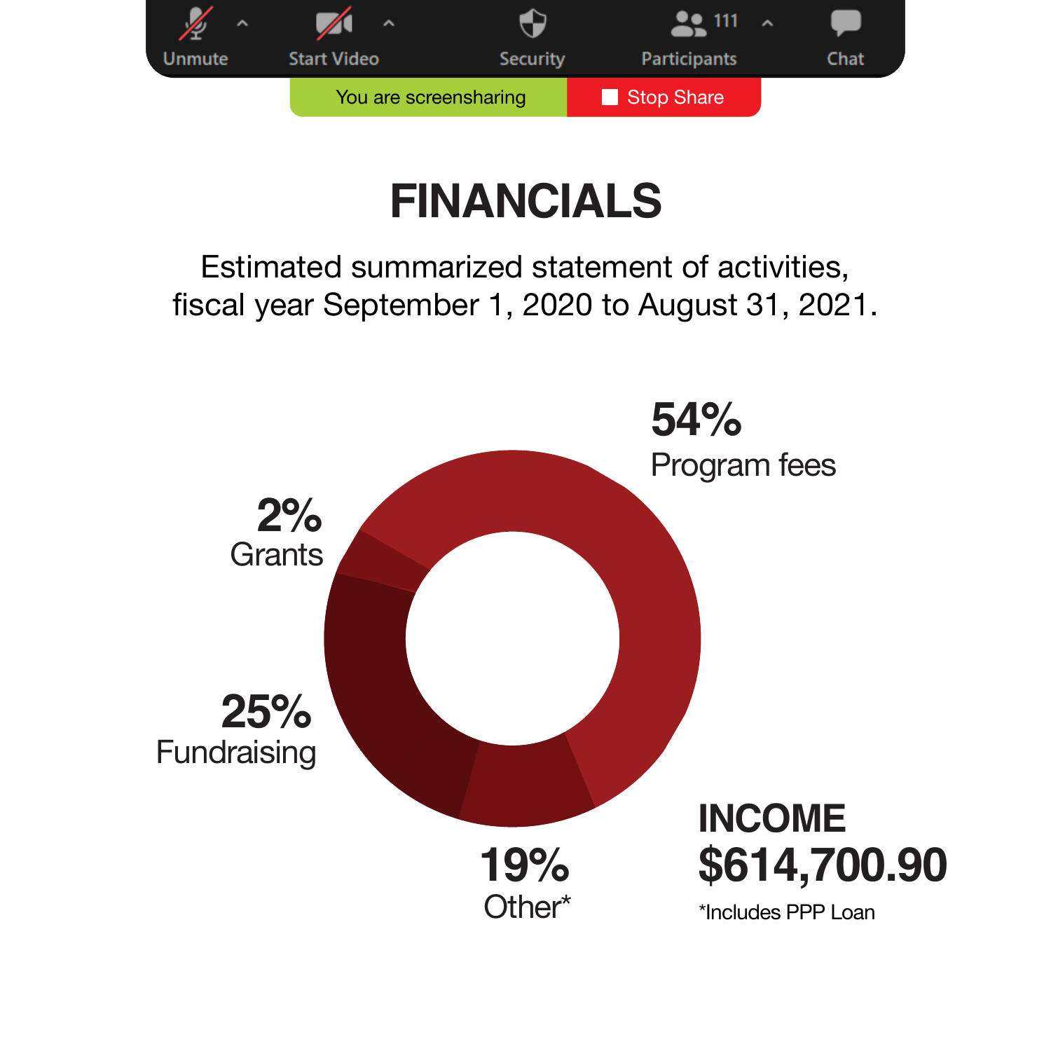Unmute Start Video Security 111 Participants Chat

You are screensharing | Stop Share

# FINANCIALS

Estimated summarized statement of activities, fiscal year September 1, 2020 to August 31, 2021.

**54%** Program fees

**2%** Grants

**25%** Fundraising

**19%** Other*

**INCOME**

**$614,700.90**

*Includes PPP Loan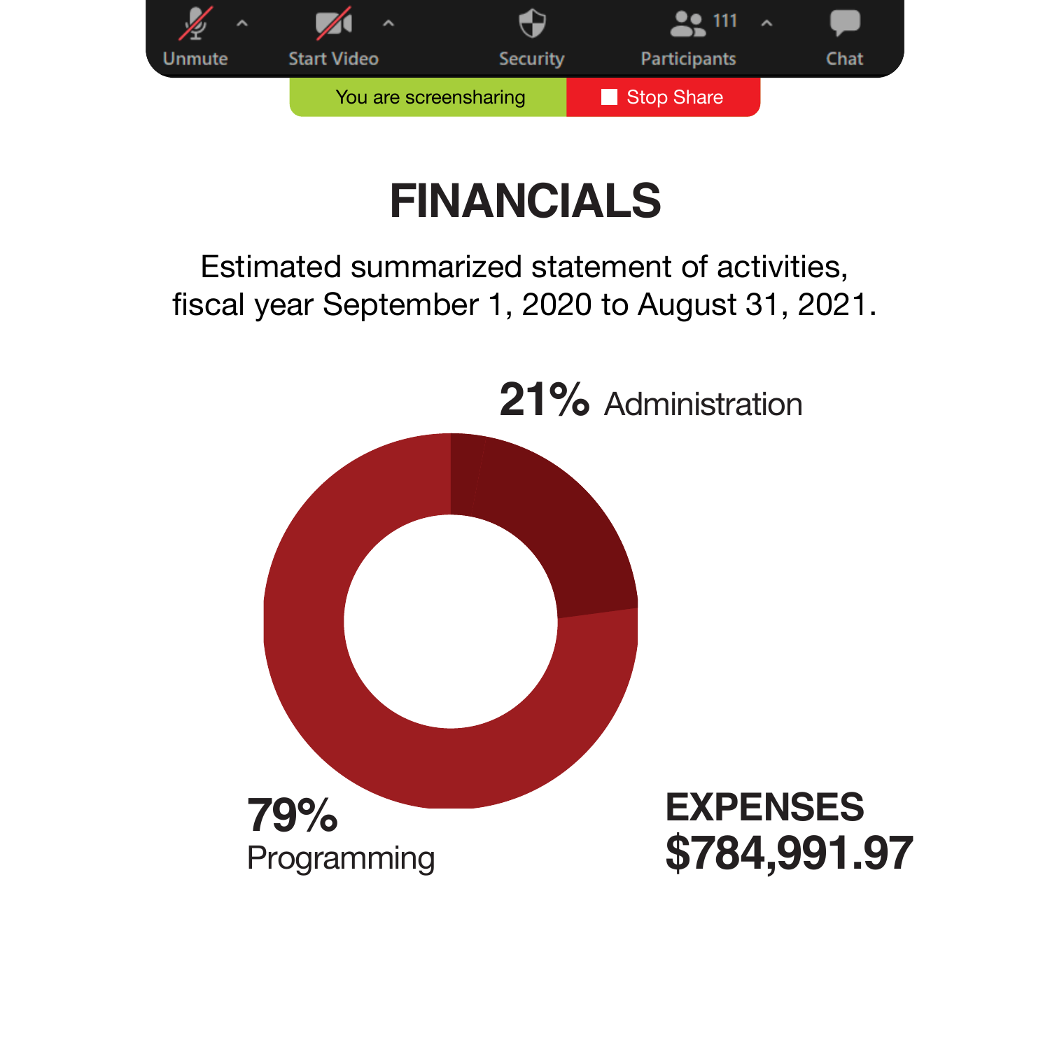Unmute Start Video Security 111 Participants Chat

You are screensharing Stop Share

# FINANCIALS

Estimated summarized statement of activities, fiscal year September 1, 2020 to August 31, 2021.

**21%** Administration

**79%** Programming

**EXPENSES**
**$784,991.97**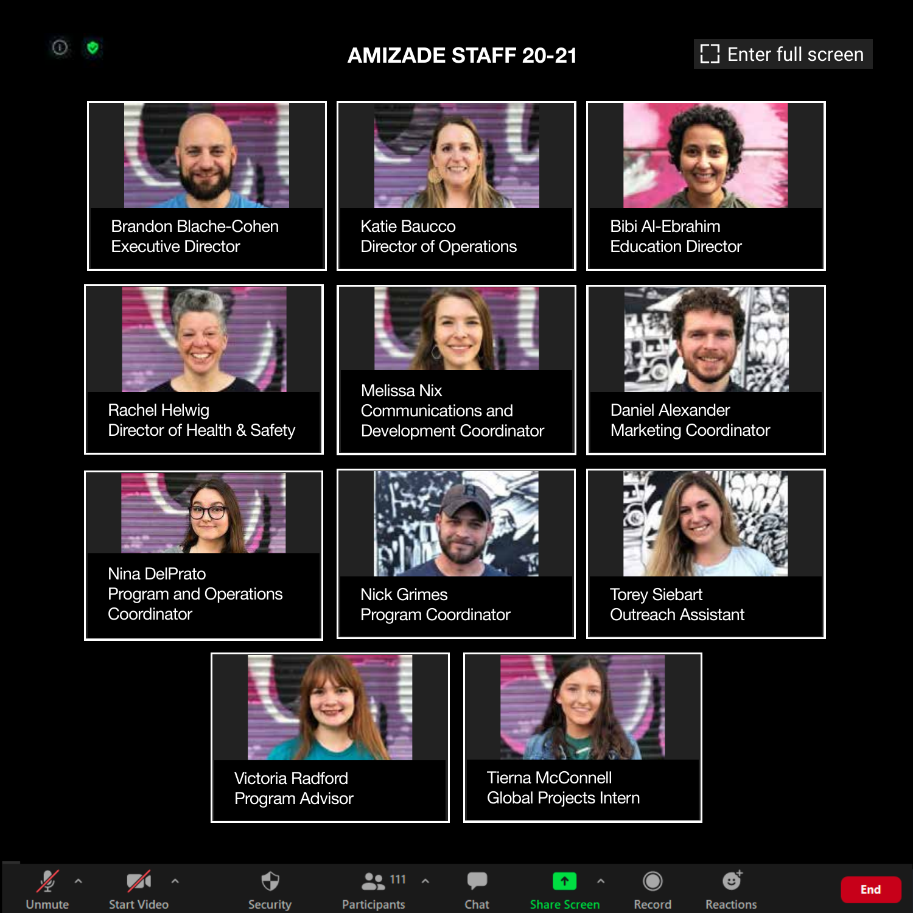# AMIZADE STAFF 20-21

Brandon Blache-Cohen
Executive Director

Katie Baucco
Director of Operations

Bibi Al-Ebrahim
Education Director

Rachel Helwig
Director of Health & Safety

Melissa Nix
Communications and Development Coordinator

Daniel Alexander
Marketing Coordinator

Nina DelPrato
Program and Operations Coordinator

Nick Grimes
Program Coordinator

Torey Siebart
Outreach Assistant

Victoria Radford
Program Advisor

Tierna McConnell
Global Projects Intern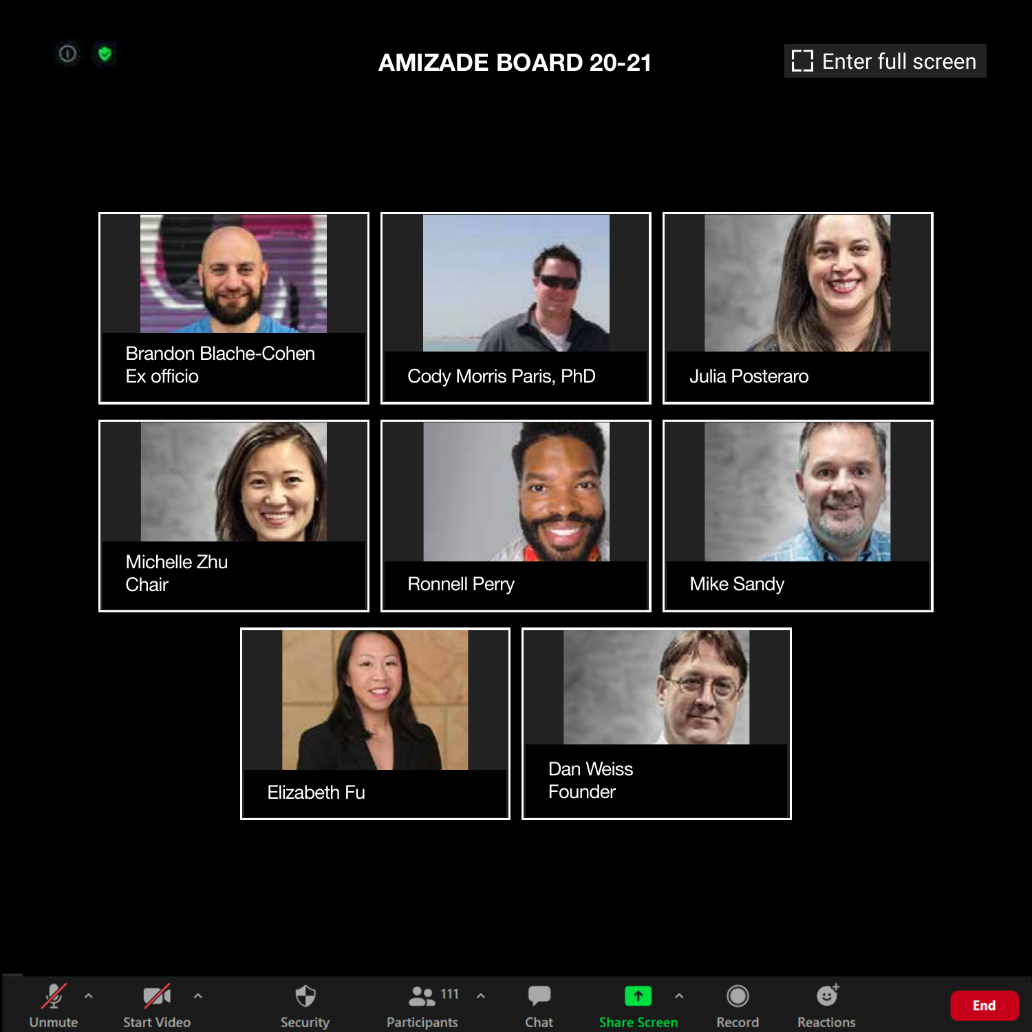# AMIZADE BOARD 20-21

Brandon Blache-Cohen
Ex officio

Cody Morris Paris, PhD

Julia Posteraro

Michelle Zhu
Chair

Ronnell Perry

Mike Sandy

Elizabeth Fu

Dan Weiss
Founder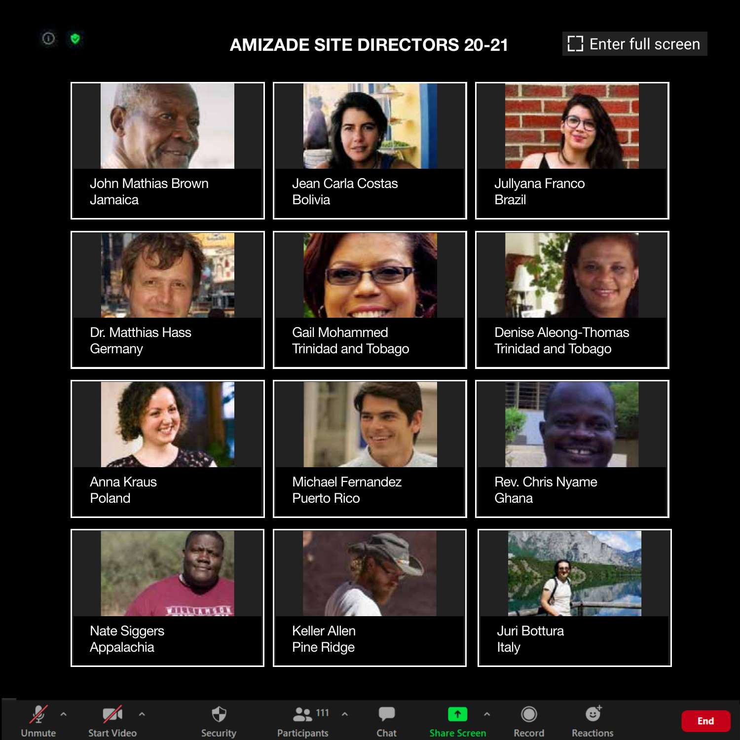# AMIZADE SITE DIRECTORS 20-21

John Mathias Brown
Jamaica

Jean Carla Costas
Bolivia

Jullyana Franco
Brazil

Dr. Matthias Hass
Germany

Gail Mohammed
Trinidad and Tobago

Denise Aleong-Thomas
Trinidad and Tobago

Anna Kraus
Poland

Michael Fernandez
Puerto Rico

Rev. Chris Nyame
Ghana

Nate Siggers
Appalachia

Keller Allen
Pine Ridge

Juri Bottura
Italy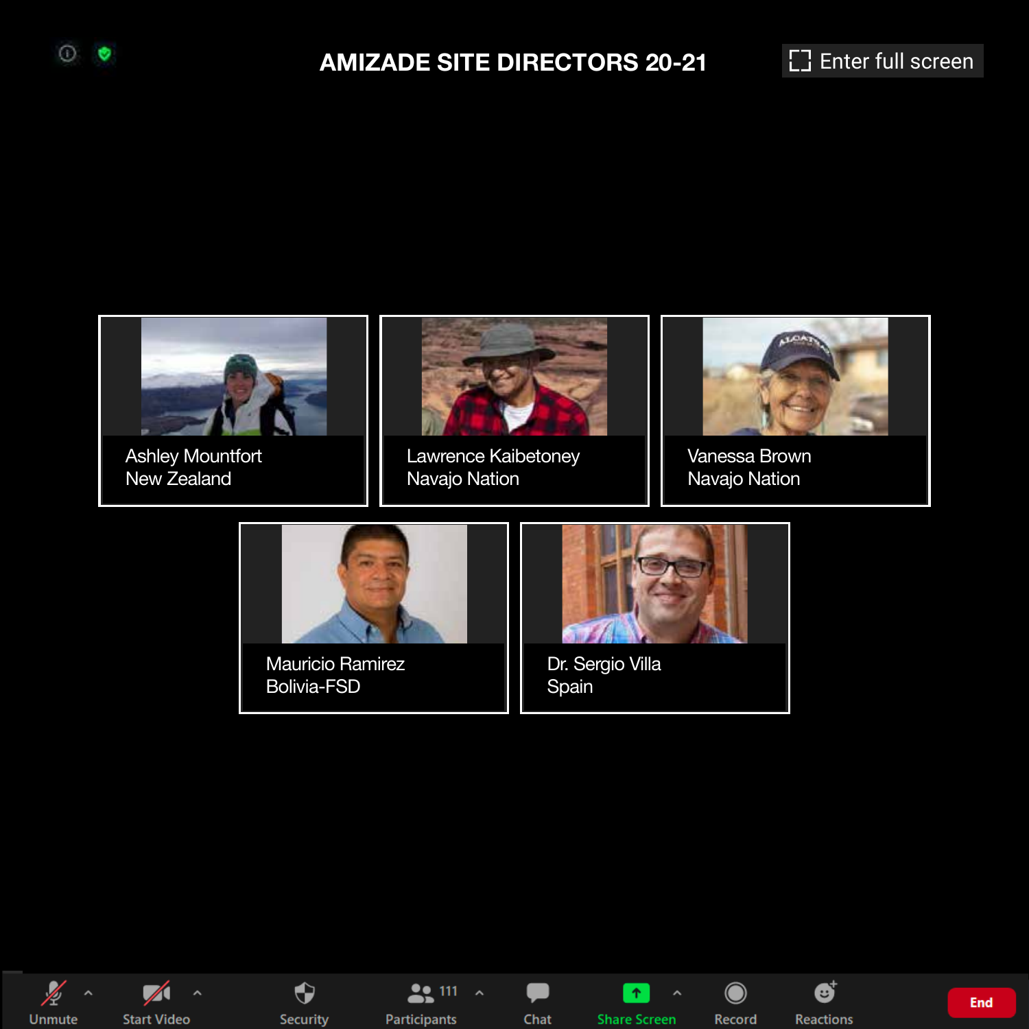# AMIZADE SITE DIRECTORS 20-21

Ashley Mountfort
New Zealand

Lawrence Kaibetoney
Navajo Nation

Vanessa Brown
Navajo Nation

Mauricio Ramirez
Bolivia-FSD

Dr. Sergio Villa
Spain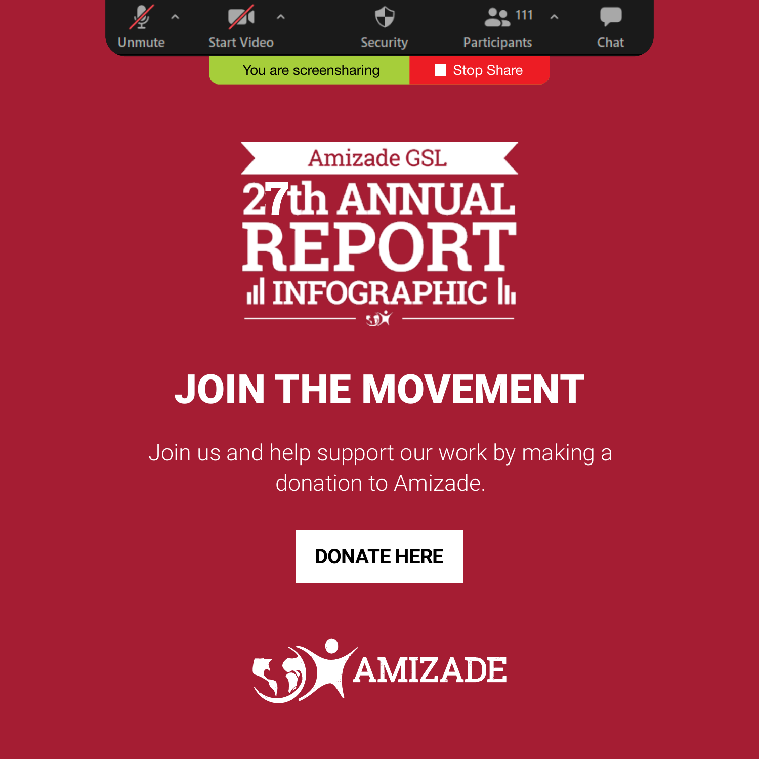Unmute Start Video Security 111 Participants Chat

You are screensharing Stop Share

Amizade GSL

# 27th ANNUAL REPORT INFOGRAPHIC

## JOIN THE MOVEMENT

Join us and help support our work by making a donation to Amizade.

**DONATE HERE**

AMIZADE